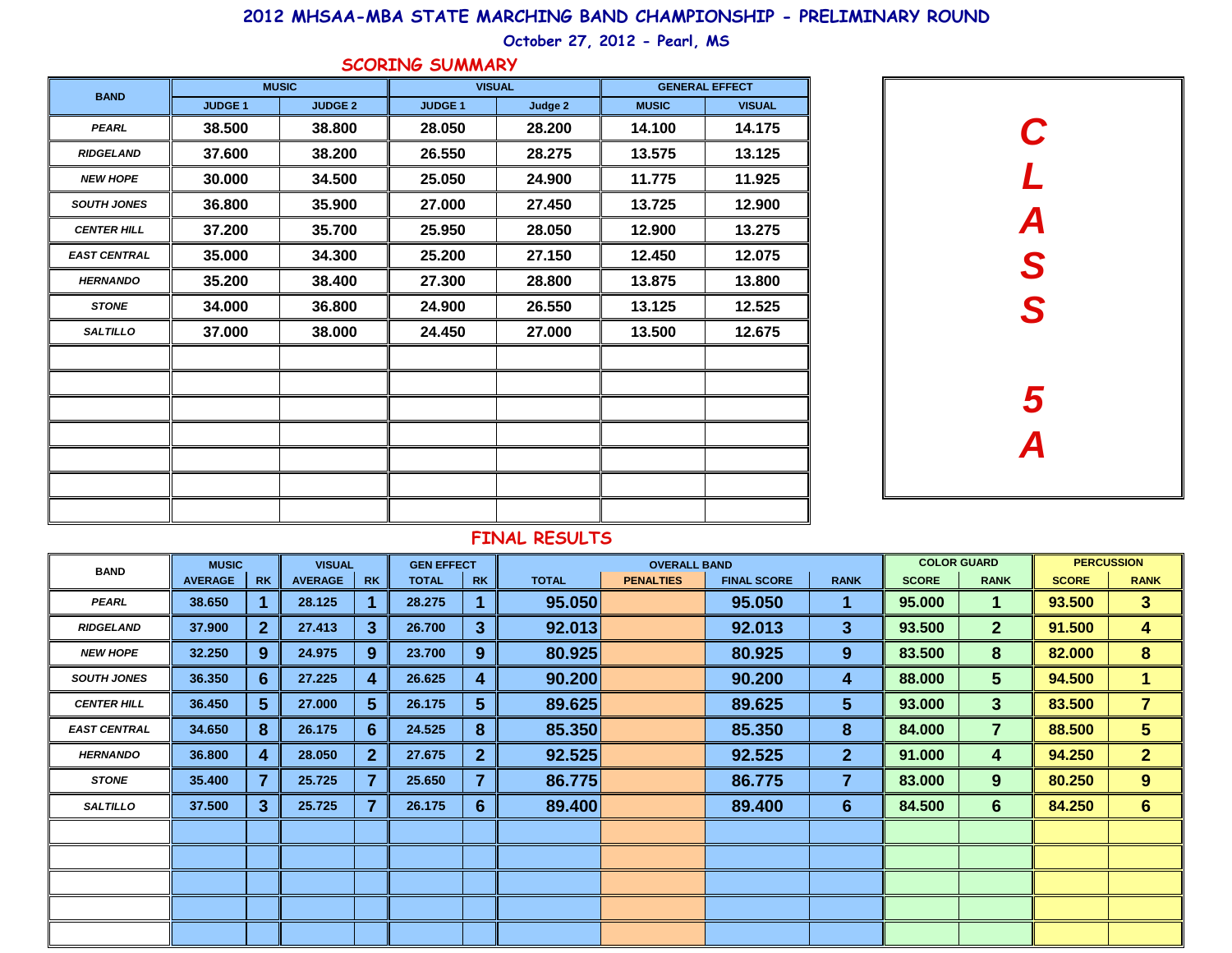# 2012 MHSAA-MBA STATE MARCHING BAND CHAMPIONSHIP - PRELIMINARY ROUND

October 27, 2012 - Pearl, MS

## SCORING SUMMARY

**CLASS 5A**

| BAND | MUSIC | | VISUAL | | GENERAL EFFECT | |
|---|---|---|---|---|---|---|
| | JUDGE 1 | JUDGE 2 | JUDGE 1 | Judge 2 | MUSIC | VISUAL |
| PEARL | 38.500 | 38.800 | 28.050 | 28.200 | 14.100 | 14.175 |
| RIDGELAND | 37.600 | 38.200 | 26.550 | 28.275 | 13.575 | 13.125 |
| NEW HOPE | 30.000 | 34.500 | 25.050 | 24.900 | 11.775 | 11.925 |
| SOUTH JONES | 36.800 | 35.900 | 27.000 | 27.450 | 13.725 | 12.900 |
| CENTER HILL | 37.200 | 35.700 | 25.950 | 28.050 | 12.900 | 13.275 |
| EAST CENTRAL | 35.000 | 34.300 | 25.200 | 27.150 | 12.450 | 12.075 |
| HERNANDO | 35.200 | 38.400 | 27.300 | 28.800 | 13.875 | 13.800 |
| STONE | 34.000 | 36.800 | 24.900 | 26.550 | 13.125 | 12.525 |
| SALTILLO | 37.000 | 38.000 | 24.450 | 27.000 | 13.500 | 12.675 |

## FINAL RESULTS

| BAND | MUSIC | | VISUAL | | GEN EFFECT | | OVERALL BAND | | | | COLOR GUARD | | PERCUSSION | |
|---|---|---|---|---|---|---|---|---|---|---|---|---|---|---|
| | AVERAGE | RK | AVERAGE | RK | TOTAL | RK | TOTAL | PENALTIES | FINAL SCORE | RANK | SCORE | RANK | SCORE | RANK |
| PEARL | 38.650 | 1 | 28.125 | 1 | 28.275 | 1 | 95.050 | | 95.050 | 1 | 95.000 | 1 | 93.500 | 3 |
| RIDGELAND | 37.900 | 2 | 27.413 | 3 | 26.700 | 3 | 92.013 | | 92.013 | 3 | 93.500 | 2 | 91.500 | 4 |
| NEW HOPE | 32.250 | 9 | 24.975 | 9 | 23.700 | 9 | 80.925 | | 80.925 | 9 | 83.500 | 8 | 82.000 | 8 |
| SOUTH JONES | 36.350 | 6 | 27.225 | 4 | 26.625 | 4 | 90.200 | | 90.200 | 4 | 88.000 | 5 | 94.500 | 1 |
| CENTER HILL | 36.450 | 5 | 27.000 | 5 | 26.175 | 5 | 89.625 | | 89.625 | 5 | 93.000 | 3 | 83.500 | 7 |
| EAST CENTRAL | 34.650 | 8 | 26.175 | 6 | 24.525 | 8 | 85.350 | | 85.350 | 8 | 84.000 | 7 | 88.500 | 5 |
| HERNANDO | 36.800 | 4 | 28.050 | 2 | 27.675 | 2 | 92.525 | | 92.525 | 2 | 91.000 | 4 | 94.250 | 2 |
| STONE | 35.400 | 7 | 25.725 | 7 | 25.650 | 7 | 86.775 | | 86.775 | 7 | 83.000 | 9 | 80.250 | 9 |
| SALTILLO | 37.500 | 3 | 25.725 | 7 | 26.175 | 6 | 89.400 | | 89.400 | 6 | 84.500 | 6 | 84.250 | 6 |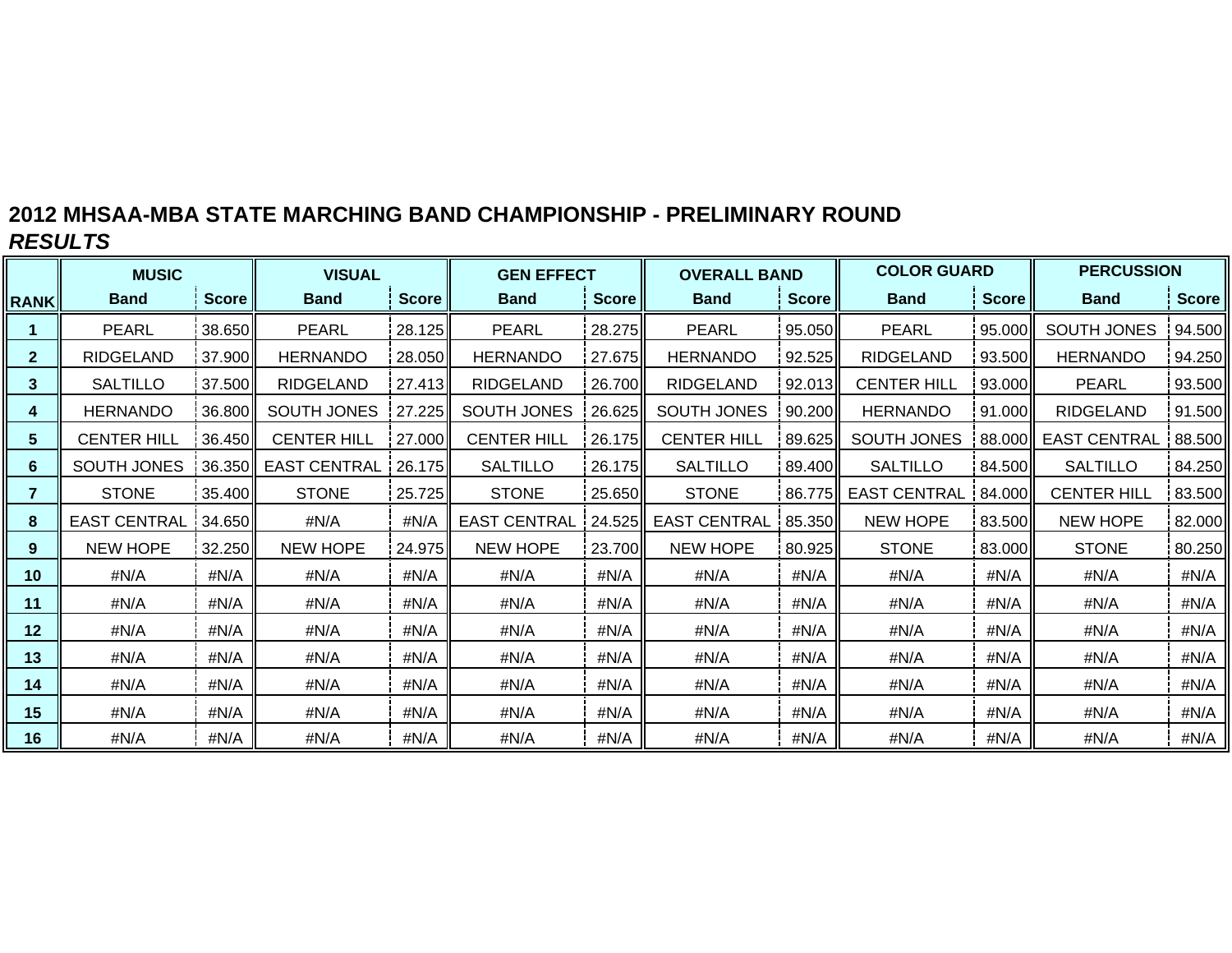## 2012 MHSAA-MBA STATE MARCHING BAND CHAMPIONSHIP - PRELIMINARY ROUND

### *RESULTS*

| | MUSIC | | VISUAL | | GEN EFFECT | | OVERALL BAND | | COLOR GUARD | | PERCUSSION | |
|---|---|---|---|---|---|---|---|---|---|---|---|---|
| RANK | Band | Score | Band | Score | Band | Score | Band | Score | Band | Score | Band | Score |
| 1 | PEARL | 38.650 | PEARL | 28.125 | PEARL | 28.275 | PEARL | 95.050 | PEARL | 95.000 | SOUTH JONES | 94.500 |
| 2 | RIDGELAND | 37.900 | HERNANDO | 28.050 | HERNANDO | 27.675 | HERNANDO | 92.525 | RIDGELAND | 93.500 | HERNANDO | 94.250 |
| 3 | SALTILLO | 37.500 | RIDGELAND | 27.413 | RIDGELAND | 26.700 | RIDGELAND | 92.013 | CENTER HILL | 93.000 | PEARL | 93.500 |
| 4 | HERNANDO | 36.800 | SOUTH JONES | 27.225 | SOUTH JONES | 26.625 | SOUTH JONES | 90.200 | HERNANDO | 91.000 | RIDGELAND | 91.500 |
| 5 | CENTER HILL | 36.450 | CENTER HILL | 27.000 | CENTER HILL | 26.175 | CENTER HILL | 89.625 | SOUTH JONES | 88.000 | EAST CENTRAL | 88.500 |
| 6 | SOUTH JONES | 36.350 | EAST CENTRAL | 26.175 | SALTILLO | 26.175 | SALTILLO | 89.400 | SALTILLO | 84.500 | SALTILLO | 84.250 |
| 7 | STONE | 35.400 | STONE | 25.725 | STONE | 25.650 | STONE | 86.775 | EAST CENTRAL | 84.000 | CENTER HILL | 83.500 |
| 8 | EAST CENTRAL | 34.650 | #N/A | #N/A | EAST CENTRAL | 24.525 | EAST CENTRAL | 85.350 | NEW HOPE | 83.500 | NEW HOPE | 82.000 |
| 9 | NEW HOPE | 32.250 | NEW HOPE | 24.975 | NEW HOPE | 23.700 | NEW HOPE | 80.925 | STONE | 83.000 | STONE | 80.250 |
| 10 | #N/A | #N/A | #N/A | #N/A | #N/A | #N/A | #N/A | #N/A | #N/A | #N/A | #N/A | #N/A |
| 11 | #N/A | #N/A | #N/A | #N/A | #N/A | #N/A | #N/A | #N/A | #N/A | #N/A | #N/A | #N/A |
| 12 | #N/A | #N/A | #N/A | #N/A | #N/A | #N/A | #N/A | #N/A | #N/A | #N/A | #N/A | #N/A |
| 13 | #N/A | #N/A | #N/A | #N/A | #N/A | #N/A | #N/A | #N/A | #N/A | #N/A | #N/A | #N/A |
| 14 | #N/A | #N/A | #N/A | #N/A | #N/A | #N/A | #N/A | #N/A | #N/A | #N/A | #N/A | #N/A |
| 15 | #N/A | #N/A | #N/A | #N/A | #N/A | #N/A | #N/A | #N/A | #N/A | #N/A | #N/A | #N/A |
| 16 | #N/A | #N/A | #N/A | #N/A | #N/A | #N/A | #N/A | #N/A | #N/A | #N/A | #N/A | #N/A |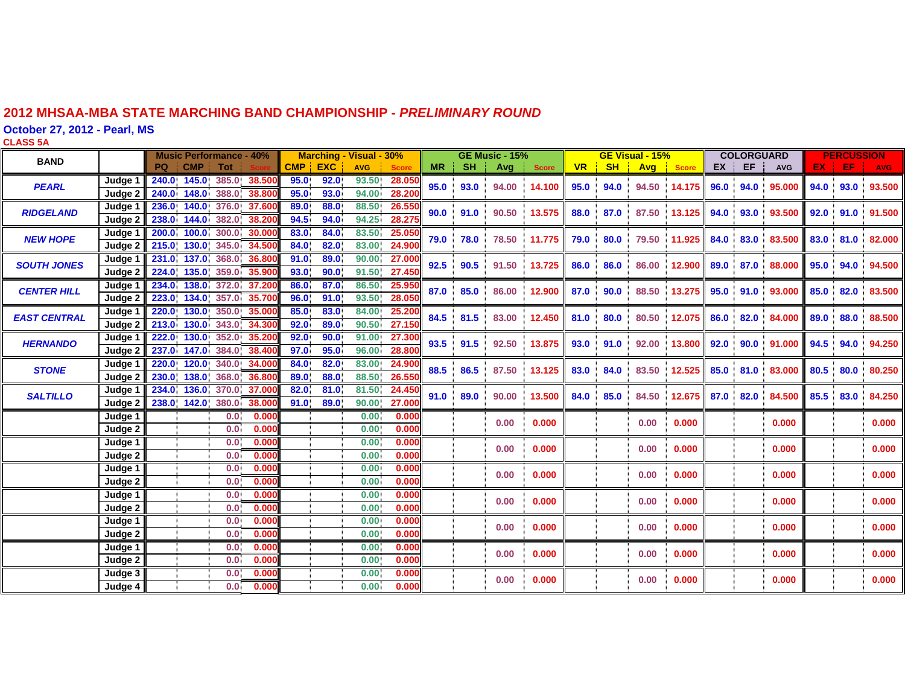# 2012 MHSAA-MBA STATE MARCHING BAND CHAMPIONSHIP - *PRELIMINARY ROUND*

**October 27, 2012 - Pearl, MS**

**CLASS 5A**

| BAND | | Music Performance - 40% | | | | Marching - Visual - 30% | | | | GE Music - 15% | | | | GE Visual - 15% | | | | COLORGUARD | | | PERCUSSION | | |
|---|---|---|---|---|---|---|---|---|---|---|---|---|---|---|---|---|---|---|---|---|---|---|---|
| | | PQ | CMP | Tot | Score | CMP | EXC | AVG | Score | MR | SH | Avg | Score | VR | SH | Avg | Score | EX | EF | AVG | EX | EF | AVG |
| PEARL | Judge 1 | 240.0 | 145.0 | 385.0 | 38.500 | 95.0 | 92.0 | 93.50 | 28.050 | 95.0 | 93.0 | 94.00 | 14.100 | 95.0 | 94.0 | 94.50 | 14.175 | 96.0 | 94.0 | 95.000 | 94.0 | 93.0 | 93.500 |
| | Judge 2 | 240.0 | 148.0 | 388.0 | 38.800 | 95.0 | 93.0 | 94.00 | 28.200 | | | | | | | | | | | | | | |
| RIDGELAND | Judge 1 | 236.0 | 140.0 | 376.0 | 37.600 | 89.0 | 88.0 | 88.50 | 26.550 | 90.0 | 91.0 | 90.50 | 13.575 | 88.0 | 87.0 | 87.50 | 13.125 | 94.0 | 93.0 | 93.500 | 92.0 | 91.0 | 91.500 |
| | Judge 2 | 238.0 | 144.0 | 382.0 | 38.200 | 94.5 | 94.0 | 94.25 | 28.275 | | | | | | | | | | | | | | |
| NEW HOPE | Judge 1 | 200.0 | 100.0 | 300.0 | 30.000 | 83.0 | 84.0 | 83.50 | 25.050 | 79.0 | 78.0 | 78.50 | 11.775 | 79.0 | 80.0 | 79.50 | 11.925 | 84.0 | 83.0 | 83.500 | 83.0 | 81.0 | 82.000 |
| | Judge 2 | 215.0 | 130.0 | 345.0 | 34.500 | 84.0 | 82.0 | 83.00 | 24.900 | | | | | | | | | | | | | | |
| SOUTH JONES | Judge 1 | 231.0 | 137.0 | 368.0 | 36.800 | 91.0 | 89.0 | 90.00 | 27.000 | 92.5 | 90.5 | 91.50 | 13.725 | 86.0 | 86.0 | 86.00 | 12.900 | 89.0 | 87.0 | 88.000 | 95.0 | 94.0 | 94.500 |
| | Judge 2 | 224.0 | 135.0 | 359.0 | 35.900 | 93.0 | 90.0 | 91.50 | 27.450 | | | | | | | | | | | | | | |
| CENTER HILL | Judge 1 | 234.0 | 138.0 | 372.0 | 37.200 | 86.0 | 87.0 | 86.50 | 25.950 | 87.0 | 85.0 | 86.00 | 12.900 | 87.0 | 90.0 | 88.50 | 13.275 | 95.0 | 91.0 | 93.000 | 85.0 | 82.0 | 83.500 |
| | Judge 2 | 223.0 | 134.0 | 357.0 | 35.700 | 96.0 | 91.0 | 93.50 | 28.050 | | | | | | | | | | | | | | |
| EAST CENTRAL | Judge 1 | 220.0 | 130.0 | 350.0 | 35.000 | 85.0 | 83.0 | 84.00 | 25.200 | 84.5 | 81.5 | 83.00 | 12.450 | 81.0 | 80.0 | 80.50 | 12.075 | 86.0 | 82.0 | 84.000 | 89.0 | 88.0 | 88.500 |
| | Judge 2 | 213.0 | 130.0 | 343.0 | 34.300 | 92.0 | 89.0 | 90.50 | 27.150 | | | | | | | | | | | | | | |
| HERNANDO | Judge 1 | 222.0 | 130.0 | 352.0 | 35.200 | 92.0 | 90.0 | 91.00 | 27.300 | 93.5 | 91.5 | 92.50 | 13.875 | 93.0 | 91.0 | 92.00 | 13.800 | 92.0 | 90.0 | 91.000 | 94.5 | 94.0 | 94.250 |
| | Judge 2 | 237.0 | 147.0 | 384.0 | 38.400 | 97.0 | 95.0 | 96.00 | 28.800 | | | | | | | | | | | | | | |
| STONE | Judge 1 | 220.0 | 120.0 | 340.0 | 34.000 | 84.0 | 82.0 | 83.00 | 24.900 | 88.5 | 86.5 | 87.50 | 13.125 | 83.0 | 84.0 | 83.50 | 12.525 | 85.0 | 81.0 | 83.000 | 80.5 | 80.0 | 80.250 |
| | Judge 2 | 230.0 | 138.0 | 368.0 | 36.800 | 89.0 | 88.0 | 88.50 | 26.550 | | | | | | | | | | | | | | |
| SALTILLO | Judge 1 | 234.0 | 136.0 | 370.0 | 37.000 | 82.0 | 81.0 | 81.50 | 24.450 | 91.0 | 89.0 | 90.00 | 13.500 | 84.0 | 85.0 | 84.50 | 12.675 | 87.0 | 82.0 | 84.500 | 85.5 | 83.0 | 84.250 |
| | Judge 2 | 238.0 | 142.0 | 380.0 | 38.000 | 91.0 | 89.0 | 90.00 | 27.000 | | | | | | | | | | | | | | |
| | Judge 1 | | | 0.0 | 0.000 | | | 0.00 | 0.000 | | | 0.00 | 0.000 | | | 0.00 | 0.000 | | | 0.000 | | | 0.000 |
| | Judge 2 | | | 0.0 | 0.000 | | | 0.00 | 0.000 | | | | | | | | | | | | | | |
| | Judge 1 | | | 0.0 | 0.000 | | | 0.00 | 0.000 | | | 0.00 | 0.000 | | | 0.00 | 0.000 | | | 0.000 | | | 0.000 |
| | Judge 2 | | | 0.0 | 0.000 | | | 0.00 | 0.000 | | | | | | | | | | | | | | |
| | Judge 1 | | | 0.0 | 0.000 | | | 0.00 | 0.000 | | | 0.00 | 0.000 | | | 0.00 | 0.000 | | | 0.000 | | | 0.000 |
| | Judge 2 | | | 0.0 | 0.000 | | | 0.00 | 0.000 | | | | | | | | | | | | | | |
| | Judge 1 | | | 0.0 | 0.000 | | | 0.00 | 0.000 | | | 0.00 | 0.000 | | | 0.00 | 0.000 | | | 0.000 | | | 0.000 |
| | Judge 2 | | | 0.0 | 0.000 | | | 0.00 | 0.000 | | | | | | | | | | | | | | |
| | Judge 1 | | | 0.0 | 0.000 | | | 0.00 | 0.000 | | | 0.00 | 0.000 | | | 0.00 | 0.000 | | | 0.000 | | | 0.000 |
| | Judge 2 | | | 0.0 | 0.000 | | | 0.00 | 0.000 | | | | | | | | | | | | | | |
| | Judge 1 | | | 0.0 | 0.000 | | | 0.00 | 0.000 | | | 0.00 | 0.000 | | | 0.00 | 0.000 | | | 0.000 | | | 0.000 |
| | Judge 2 | | | 0.0 | 0.000 | | | 0.00 | 0.000 | | | | | | | | | | | | | | |
| | Judge 3 | | | 0.0 | 0.000 | | | 0.00 | 0.000 | | | 0.00 | 0.000 | | | 0.00 | 0.000 | | | 0.000 | | | 0.000 |
| | Judge 4 | | | 0.0 | 0.000 | | | 0.00 | 0.000 | | | | | | | | | | | | | | |